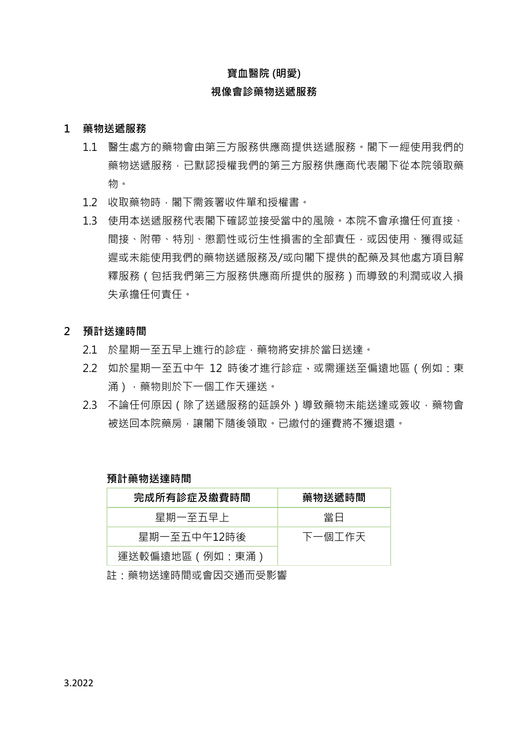**寶血醫院 (明愛)**

**視像會診藥物送遞服務**

## 1 藥物送遞服務

1.1 醫生處方的藥物會由第三方服務供應商提供送遞服務。閣下一經使用我們的藥物送遞服務，已默認授權我們的第三方服務供應商代表閣下從本院領取藥物。

1.2 收取藥物時，閣下需簽署收件單和授權書。

1.3 使用本送遞服務代表閣下確認並接受當中的風險。本院不會承擔任何直接、間接、附帶、特別、懲罰性或衍生性損害的全部責任，或因使用、獲得或延遲或未能使用我們的藥物送遞服務及/或向閣下提供的配藥及其他處方項目解釋服務（包括我們第三方服務供應商所提供的服務）而導致的利潤或收入損失承擔任何責任。

## 2 預計送達時間

2.1 於星期一至五早上進行的診症，藥物將安排於當日送達。

2.2 如於星期一至五中午 12 時後才進行診症、或需運送至偏遠地區（例如：東涌），藥物則於下一個工作天運送。

2.3 不論任何原因（除了送遞服務的延誤外）導致藥物未能送達或簽收，藥物會被送回本院藥房，讓閣下隨後領取。已繳付的運費將不獲退還。

**預計藥物送達時間**

| 完成所有診症及繳費時間 | 藥物送遞時間 |
|---|---|
| 星期一至五早上 | 當日 |
| 星期一至五中午12時後 | 下一個工作天 |
| 運送較偏遠地區（例如：東涌） | |

註：藥物送達時間或會因交通而受影響

3.2022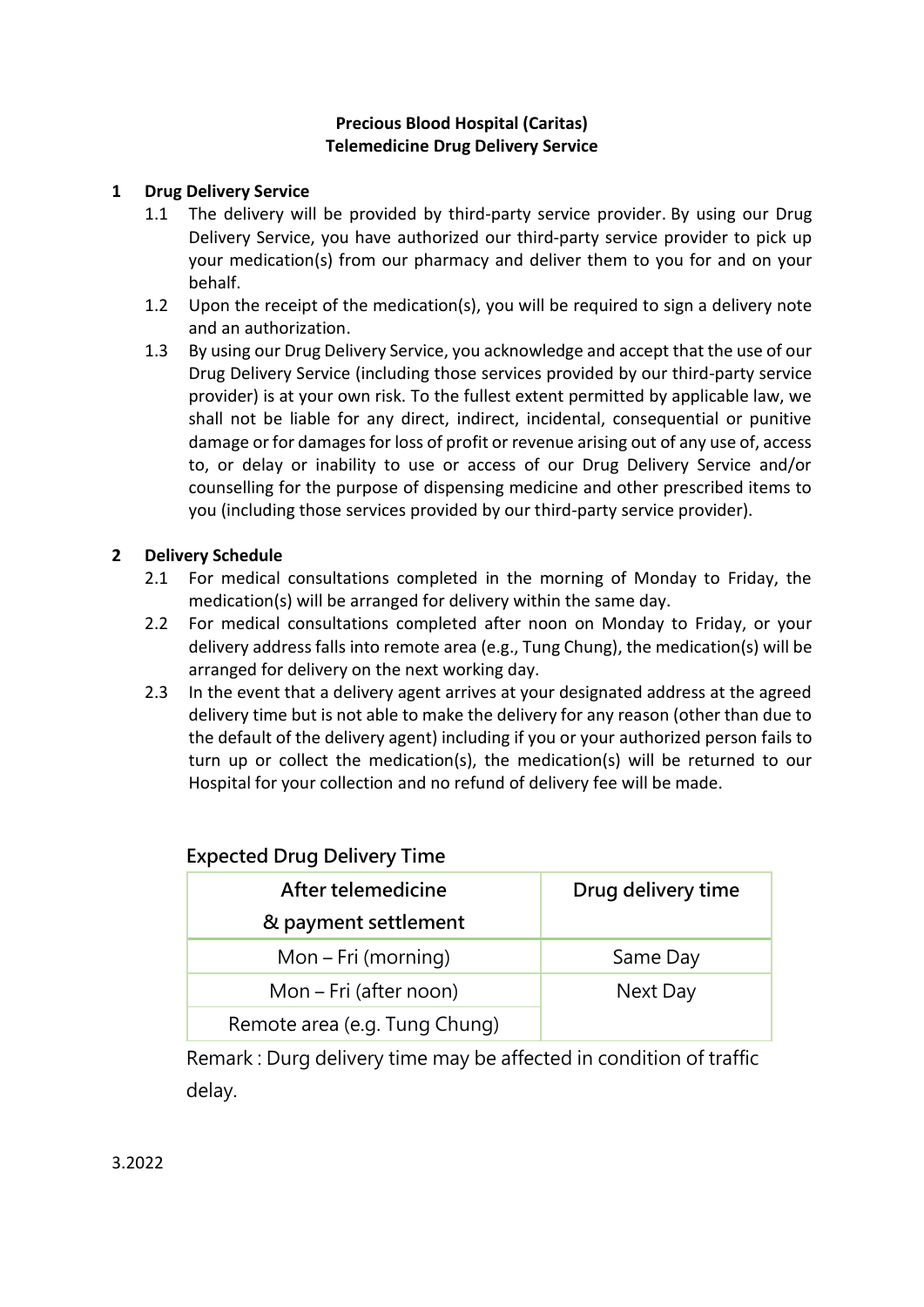**Precious Blood Hospital (Caritas)**
**Telemedicine Drug Delivery Service**

## 1 Drug Delivery Service

1.1 The delivery will be provided by third-party service provider. By using our Drug Delivery Service, you have authorized our third-party service provider to pick up your medication(s) from our pharmacy and deliver them to you for and on your behalf.

1.2 Upon the receipt of the medication(s), you will be required to sign a delivery note and an authorization.

1.3 By using our Drug Delivery Service, you acknowledge and accept that the use of our Drug Delivery Service (including those services provided by our third-party service provider) is at your own risk. To the fullest extent permitted by applicable law, we shall not be liable for any direct, indirect, incidental, consequential or punitive damage or for damages for loss of profit or revenue arising out of any use of, access to, or delay or inability to use or access of our Drug Delivery Service and/or counselling for the purpose of dispensing medicine and other prescribed items to you (including those services provided by our third-party service provider).

## 2 Delivery Schedule

2.1 For medical consultations completed in the morning of Monday to Friday, the medication(s) will be arranged for delivery within the same day.

2.2 For medical consultations completed after noon on Monday to Friday, or your delivery address falls into remote area (e.g., Tung Chung), the medication(s) will be arranged for delivery on the next working day.

2.3 In the event that a delivery agent arrives at your designated address at the agreed delivery time but is not able to make the delivery for any reason (other than due to the default of the delivery agent) including if you or your authorized person fails to turn up or collect the medication(s), the medication(s) will be returned to our Hospital for your collection and no refund of delivery fee will be made.

### Expected Drug Delivery Time

| After telemedicine & payment settlement | Drug delivery time |
|---|---|
| Mon – Fri (morning) | Same Day |
| Mon – Fri (after noon) | Next Day |
| Remote area (e.g. Tung Chung) | |

Remark : Durg delivery time may be affected in condition of traffic delay.

3.2022